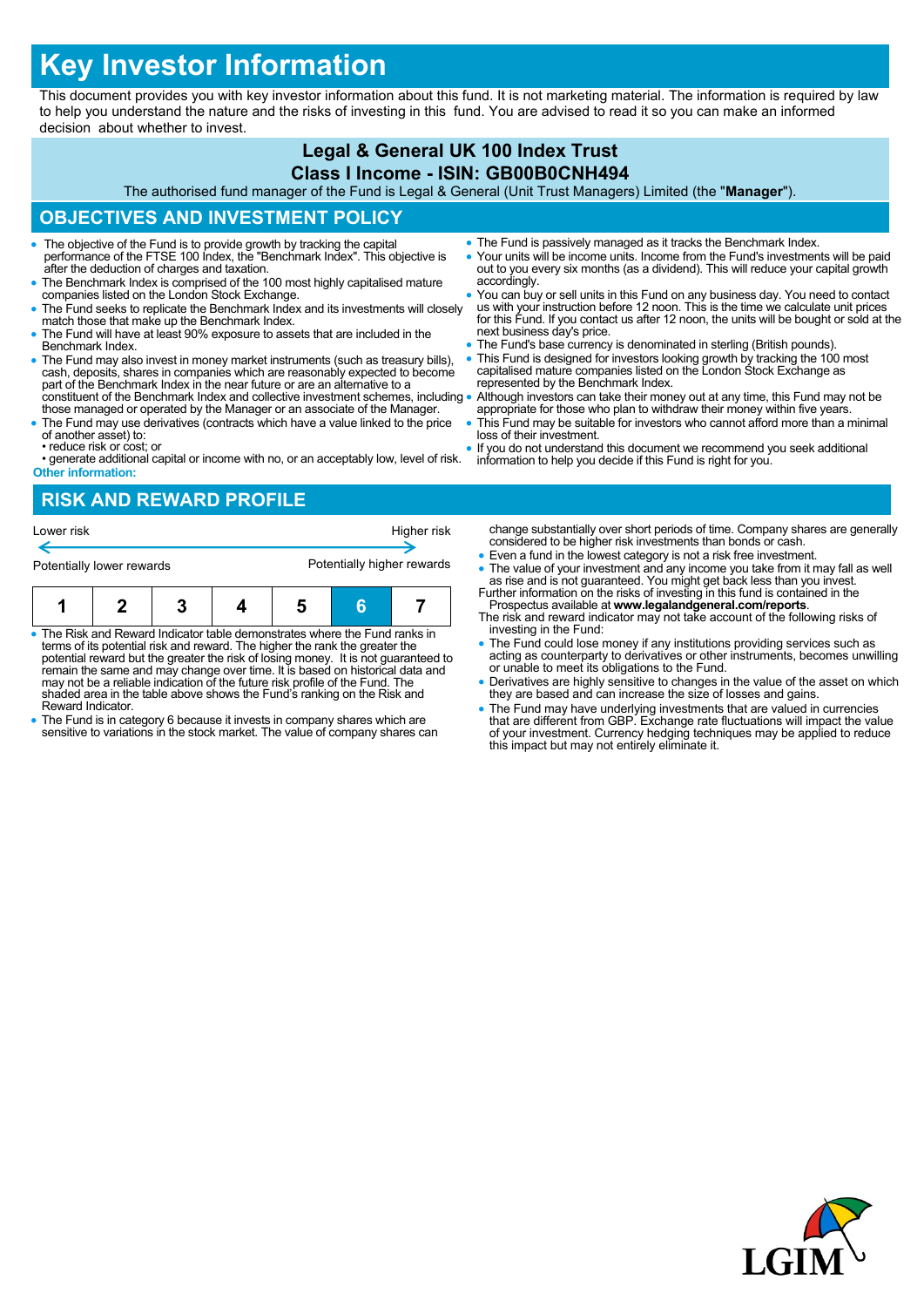# Key Investor Information

This document provides you with key investor information about this fund. It is not marketing material. The information is required by law to help you understand the nature and the risks of investing in this fund. You are advised to read it so you can make an informed decision about whether to invest.

**Legal & General UK 100 Index Trust**

**Class I Income - ISIN: GB00B0CNH494**

The authorised fund manager of the Fund is Legal & General (Unit Trust Managers) Limited (the "**Manager**").

## OBJECTIVES AND INVESTMENT POLICY

- The objective of the Fund is to provide growth by tracking the capital performance of the FTSE 100 Index, the "Benchmark Index". This objective is after the deduction of charges and taxation.
- The Benchmark Index is comprised of the 100 most highly capitalised mature companies listed on the London Stock Exchange.
- The Fund seeks to replicate the Benchmark Index and its investments will closely match those that make up the Benchmark Index.
- The Fund will have at least 90% exposure to assets that are included in the Benchmark Index.
- The Fund may also invest in money market instruments (such as treasury bills), cash, deposits, shares in companies which are reasonably expected to become part of the Benchmark Index in the near future or are an alternative to a constituent of the Benchmark Index and collective investment schemes, including those managed or operated by the Manager or an associate of the Manager.
- The Fund may use derivatives (contracts which have a value linked to the price of another asset) to:
  - • reduce risk or cost; or
  - • generate additional capital or income with no, or an acceptably low, level of risk.

**Other information:**

- The Fund is passively managed as it tracks the Benchmark Index.
- Your units will be income units. Income from the Fund's investments will be paid out to you every six months (as a dividend). This will reduce your capital growth accordingly.
- You can buy or sell units in this Fund on any business day. You need to contact us with your instruction before 12 noon. This is the time we calculate unit prices for this Fund. If you contact us after 12 noon, the units will be bought or sold at the next business day's price.
- The Fund's base currency is denominated in sterling (British pounds).
- This Fund is designed for investors looking growth by tracking the 100 most capitalised mature companies listed on the London Stock Exchange as represented by the Benchmark Index.
- Although investors can take their money out at any time, this Fund may not be appropriate for those who plan to withdraw their money within five years.
- This Fund may be suitable for investors who cannot afford more than a minimal loss of their investment.
- If you do not understand this document we recommend you seek additional information to help you decide if this Fund is right for you.

## RISK AND REWARD PROFILE

| Lower risk | | | | | | Higher risk |
|---|---|---|---|---|---|---|
| Potentially lower rewards | | | | | | Potentially higher rewards |
| 1 | 2 | 3 | 4 | 5 | **6** | 7 |

- The Risk and Reward Indicator table demonstrates where the Fund ranks in terms of its potential risk and reward. The higher the rank the greater the potential reward but the greater the risk of losing money. It is not guaranteed to remain the same and may change over time. It is based on historical data and may not be a reliable indication of the future risk profile of the Fund. The shaded area in the table above shows the Fund's ranking on the Risk and Reward Indicator.
- The Fund is in category 6 because it invests in company shares which are sensitive to variations in the stock market. The value of company shares can change substantially over short periods of time. Company shares are generally considered to be higher risk investments than bonds or cash.
- Even a fund in the lowest category is not a risk free investment.
- The value of your investment and any income you take from it may fall as well as rise and is not guaranteed. You might get back less than you invest.

Further information on the risks of investing in this fund is contained in the Prospectus available at **www.legalandgeneral.com/reports**.

The risk and reward indicator may not take account of the following risks of investing in the Fund:

- The Fund could lose money if any institutions providing services such as acting as counterparty to derivatives or other instruments, becomes unwilling or unable to meet its obligations to the Fund.
- Derivatives are highly sensitive to changes in the value of the asset on which they are based and can increase the size of losses and gains.
- The Fund may have underlying investments that are valued in currencies that are different from GBP. Exchange rate fluctuations will impact the value of your investment. Currency hedging techniques may be applied to reduce this impact but may not entirely eliminate it.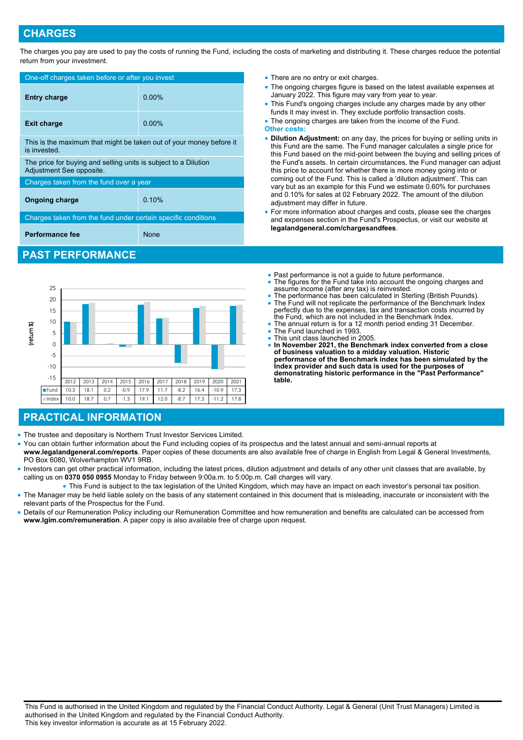## CHARGES

The charges you pay are used to pay the costs of running the Fund, including the costs of marketing and distributing it. These charges reduce the potential return from your investment.

| One-off charges taken before or after you invest | |
|---|---|
| **Entry charge** | 0.00% |
| **Exit charge** | 0.00% |
| This is the maximum that might be taken out of your money before it is invested. | |
| The price for buying and selling units is subject to a Dilution Adjustment See opposite. | |
| **Charges taken from the fund over a year** | |
| **Ongoing charge** | 0.10% |
| **Charges taken from the fund under certain specific conditions** | |
| **Performance fee** | None |

- There are no entry or exit charges.
- The ongoing charges figure is based on the latest available expenses at January 2022. This figure may vary from year to year.
- This Fund's ongoing charges include any charges made by any other funds it may invest in. They exclude portfolio transaction costs.
- The ongoing charges are taken from the income of the Fund.

**Other costs:**

- **Dilution Adjustment:** on any day, the prices for buying or selling units in this Fund are the same. The Fund manager calculates a single price for this Fund based on the mid-point between the buying and selling prices of the Fund's assets. In certain circumstances, the Fund manager can adjust this price to account for whether there is more money going into or coming out of the Fund. This is called a 'dilution adjustment'. This can vary but as an example for this Fund we estimate 0.60% for purchases and 0.10% for sales at 02 February 2022. The amount of the dilution adjustment may differ in future.
- For more information about charges and costs, please see the charges and expenses section in the Fund's Prospectus, or visit our website at **legalandgeneral.com/chargesandfees**.

## PAST PERFORMANCE

(return %)

25
20
15
10
5
0
-5
-10
-15

| | 2012 | 2013 | 2014 | 2015 | 2016 | 2017 | 2018 | 2019 | 2020 | 2021 |
|---|---|---|---|---|---|---|---|---|---|---|
| Fund | 10.3 | 18.1 | 0.2 | -0.9 | 17.9 | 11.7 | -8.2 | 16.4 | -10.9 | 17.3 |
| Index | 10.0 | 18.7 | 0.7 | -1.3 | 19.1 | 12.0 | -8.7 | 17.3 | -11.2 | 17.8 |

- Past performance is not a guide to future performance.
- The figures for the Fund take into account the ongoing charges and assume income (after any tax) is reinvested.
- The performance has been calculated in Sterling (British Pounds).
- The Fund will not replicate the performance of the Benchmark Index perfectly due to the expenses, tax and transaction costs incurred by the Fund, which are not included in the Benchmark Index.
- The annual return is for a 12 month period ending 31 December.
- The Fund launched in 1993.
- This unit class launched in 2005.
- **In November 2021, the Benchmark index converted from a close of business valuation to a midday valuation. Historic performance of the Benchmark index has been simulated by the Index provider and such data is used for the purposes of demonstrating historic performance in the "Past Performance" table.**

## PRACTICAL INFORMATION

- The trustee and depositary is Northern Trust Investor Services Limited.
- You can obtain further information about the Fund including copies of its prospectus and the latest annual and semi-annual reports at **www.legalandgeneral.com/reports**. Paper copies of these documents are also available free of charge in English from Legal & General Investments, PO Box 6080, Wolverhampton WV1 9RB.
- Investors can get other practical information, including the latest prices, dilution adjustment and details of any other unit classes that are available, by calling us on **0370 050 0955** Monday to Friday between 9:00a.m. to 5:00p.m. Call charges will vary.
- This Fund is subject to the tax legislation of the United Kingdom, which may have an impact on each investor's personal tax position.
- The Manager may be held liable solely on the basis of any statement contained in this document that is misleading, inaccurate or inconsistent with the relevant parts of the Prospectus for the Fund.
- Details of our Remuneration Policy including our Remuneration Committee and how remuneration and benefits are calculated can be accessed from **www.lgim.com/remuneration**. A paper copy is also available free of charge upon request.

This Fund is authorised in the United Kingdom and regulated by the Financial Conduct Authority. Legal & General (Unit Trust Managers) Limited is authorised in the United Kingdom and regulated by the Financial Conduct Authority.
This key investor information is accurate as at 15 February 2022.